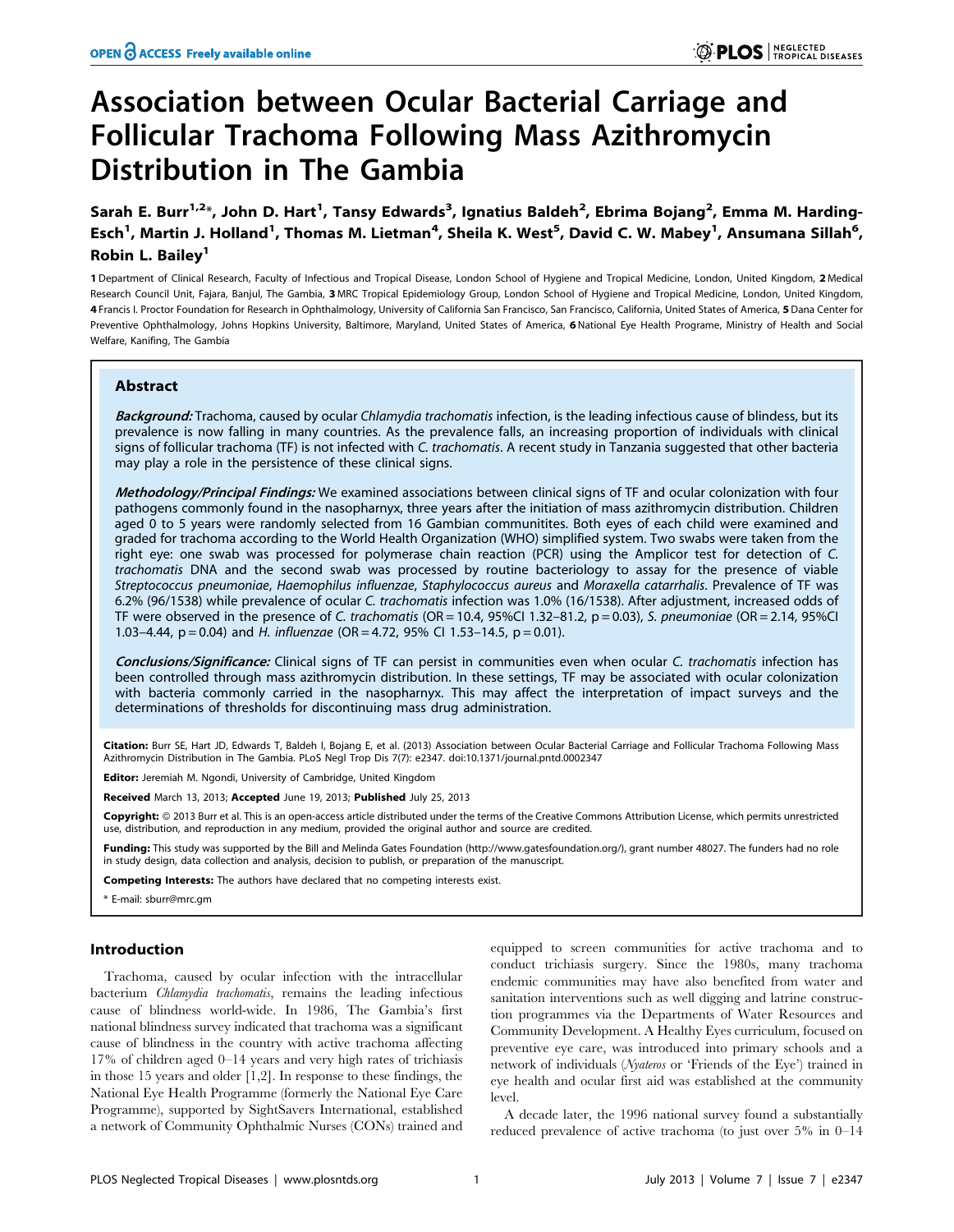# Association between Ocular Bacterial Carriage and Follicular Trachoma Following Mass Azithromycin Distribution in The Gambia

Sarah E. Burr[1,2]*, John D. Hart[1], Tansy Edwards[3], Ignatius Baldeh[2], Ebrima Bojang[2], Emma M. Harding-Esch[1], Martin J. Holland[1], Thomas M. Lietman[4], Sheila K. West[5], David C. W. Mabey[1], Ansumana Sillah[6], Robin L. Bailey[1]

1 Department of Clinical Research, Faculty of Infectious and Tropical Disease, London School of Hygiene and Tropical Medicine, London, United Kingdom, 2 Medical Research Council Unit, Fajara, Banjul, The Gambia, 3 MRC Tropical Epidemiology Group, London School of Hygiene and Tropical Medicine, London, United Kingdom, 4 Francis I. Proctor Foundation for Research in Ophthalmology, University of California San Francisco, San Francisco, California, United States of America, 5 Dana Center for Preventive Ophthalmology, Johns Hopkins University, Baltimore, Maryland, United States of America, 6 National Eye Health Programe, Ministry of Health and Social Welfare, Kanifing, The Gambia

## Abstract

***Background:*** Trachoma, caused by ocular *Chlamydia trachomatis* infection, is the leading infectious cause of blindness, but its prevalence is now falling in many countries. As the prevalence falls, an increasing proportion of individuals with clinical signs of follicular trachoma (TF) is not infected with *C. trachomatis*. A recent study in Tanzania suggested that other bacteria may play a role in the persistence of these clinical signs.

***Methodology/Principal Findings:*** We examined associations between clinical signs of TF and ocular colonization with four pathogens commonly found in the nasopharynx, three years after the initiation of mass azithromycin distribution. Children aged 0 to 5 years were randomly selected from 16 Gambian communitites. Both eyes of each child were examined and graded for trachoma according to the World Health Organization (WHO) simplified system. Two swabs were taken from the right eye: one swab was processed for polymerase chain reaction (PCR) using the Amplicor test for detection of *C. trachomatis* DNA and the second swab was processed by routine bacteriology to assay for the presence of viable *Streptococcus pneumoniae*, *Haemophilus influenzae*, *Staphylococcus aureus* and *Moraxella catarrhalis*. Prevalence of TF was 6.2% (96/1538) while prevalence of ocular *C. trachomatis* infection was 1.0% (16/1538). After adjustment, increased odds of TF were observed in the presence of *C. trachomatis* (OR = 10.4, 95%CI 1.32–81.2, p = 0.03), *S. pneumoniae* (OR = 2.14, 95%CI 1.03–4.44, p = 0.04) and *H. influenzae* (OR = 4.72, 95% CI 1.53–14.5, p = 0.01).

***Conclusions/Significance:*** Clinical signs of TF can persist in communities even when ocular *C. trachomatis* infection has been controlled through mass azithromycin distribution. In these settings, TF may be associated with ocular colonization with bacteria commonly carried in the nasopharynx. This may affect the interpretation of impact surveys and the determinations of thresholds for discontinuing mass drug administration.

**Citation:** Burr SE, Hart JD, Edwards T, Baldeh I, Bojang E, et al. (2013) Association between Ocular Bacterial Carriage and Follicular Trachoma Following Mass Azithromycin Distribution in The Gambia. PLoS Negl Trop Dis 7(7): e2347. doi:10.1371/journal.pntd.0002347

**Editor:** Jeremiah M. Ngondi, University of Cambridge, United Kingdom

**Received** March 13, 2013; **Accepted** June 19, 2013; **Published** July 25, 2013

**Copyright:** © 2013 Burr et al. This is an open-access article distributed under the terms of the Creative Commons Attribution License, which permits unrestricted use, distribution, and reproduction in any medium, provided the original author and source are credited.

**Funding:** This study was supported by the Bill and Melinda Gates Foundation (http://www.gatesfoundation.org/), grant number 48027. The funders had no role in study design, data collection and analysis, decision to publish, or preparation of the manuscript.

**Competing Interests:** The authors have declared that no competing interests exist.

\* E-mail: sburr@mrc.gm

## Introduction

Trachoma, caused by ocular infection with the intracellular bacterium *Chlamydia trachomatis*, remains the leading infectious cause of blindness world-wide. In 1986, The Gambia's first national blindness survey indicated that trachoma was a significant cause of blindness in the country with active trachoma affecting 17% of children aged 0–14 years and very high rates of trichiasis in those 15 years and older [1,2]. In response to these findings, the National Eye Health Programme (formerly the National Eye Care Programme), supported by SightSavers International, established a network of Community Ophthalmic Nurses (CONs) trained and equipped to screen communities for active trachoma and to conduct trichiasis surgery. Since the 1980s, many trachoma endemic communities may have also benefited from water and sanitation interventions such as well digging and latrine construction programmes via the Departments of Water Resources and Community Development. A Healthy Eyes curriculum, focused on preventive eye care, was introduced into primary schools and a network of individuals (*Nyateros* or 'Friends of the Eye') trained in eye health and ocular first aid was established at the community level.

A decade later, the 1996 national survey found a substantially reduced prevalence of active trachoma (to just over 5% in 0–14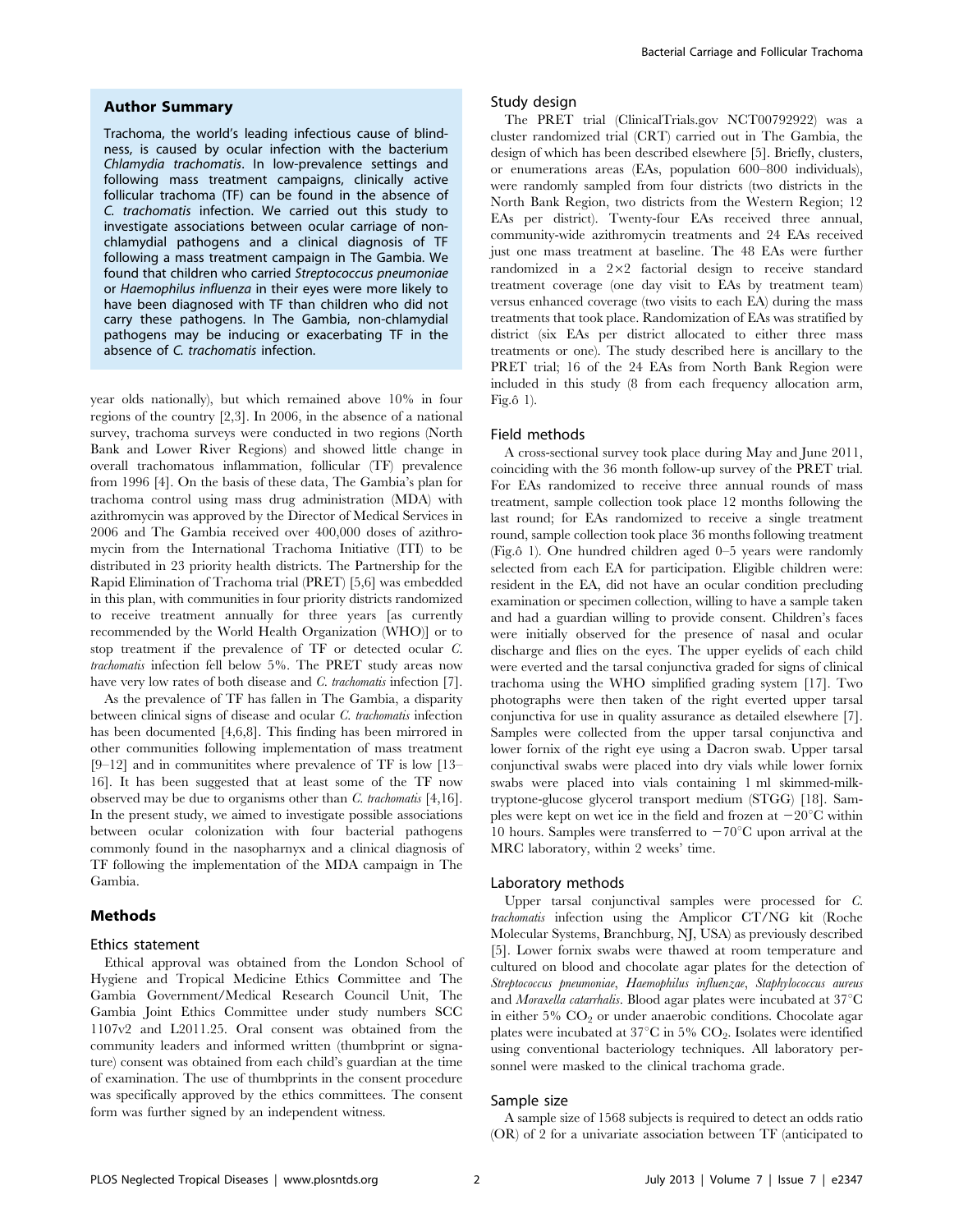## Author Summary

Trachoma, the world's leading infectious cause of blindness, is caused by ocular infection with the bacterium *Chlamydia trachomatis*. In low-prevalence settings and following mass treatment campaigns, clinically active follicular trachoma (TF) can be found in the absence of *C. trachomatis* infection. We carried out this study to investigate associations between ocular carriage of non-chlamydial pathogens and a clinical diagnosis of TF following a mass treatment campaign in The Gambia. We found that children who carried *Streptococcus pneumoniae* or *Haemophilus influenza* in their eyes were more likely to have been diagnosed with TF than children who did not carry these pathogens. In The Gambia, non-chlamydial pathogens may be inducing or exacerbating TF in the absence of *C. trachomatis* infection.

year olds nationally), but which remained above 10% in four regions of the country [2,3]. In 2006, in the absence of a national survey, trachoma surveys were conducted in two regions (North Bank and Lower River Regions) and showed little change in overall trachomatous inflammation, follicular (TF) prevalence from 1996 [4]. On the basis of these data, The Gambia's plan for trachoma control using mass drug administration (MDA) with azithromycin was approved by the Director of Medical Services in 2006 and The Gambia received over 400,000 doses of azithromycin from the International Trachoma Initiative (ITI) to be distributed in 23 priority health districts. The Partnership for the Rapid Elimination of Trachoma trial (PRET) [5,6] was embedded in this plan, with communities in four priority districts randomized to receive treatment annually for three years [as currently recommended by the World Health Organization (WHO)] or to stop treatment if the prevalence of TF or detected ocular *C. trachomatis* infection fell below 5%. The PRET study areas now have very low rates of both disease and *C. trachomatis* infection [7].

As the prevalence of TF has fallen in The Gambia, a disparity between clinical signs of disease and ocular *C. trachomatis* infection has been documented [4,6,8]. This finding has been mirrored in other communities following implementation of mass treatment [9–12] and in communitites where prevalence of TF is low [13–16]. It has been suggested that at least some of the TF now observed may be due to organisms other than *C. trachomatis* [4,16]. In the present study, we aimed to investigate possible associations between ocular colonization with four bacterial pathogens commonly found in the nasopharynx and a clinical diagnosis of TF following the implementation of the MDA campaign in The Gambia.

## Methods

### Ethics statement

Ethical approval was obtained from the London School of Hygiene and Tropical Medicine Ethics Committee and The Gambia Government/Medical Research Council Unit, The Gambia Joint Ethics Committee under study numbers SCC 1107v2 and L2011.25. Oral consent was obtained from the community leaders and informed written (thumbprint or signature) consent was obtained from each child's guardian at the time of examination. The use of thumbprints in the consent procedure was specifically approved by the ethics committees. The consent form was further signed by an independent witness.

### Study design

The PRET trial (ClinicalTrials.gov NCT00792922) was a cluster randomized trial (CRT) carried out in The Gambia, the design of which has been described elsewhere [5]. Briefly, clusters, or enumerations areas (EAs, population 600–800 individuals), were randomly sampled from four districts (two districts in the North Bank Region, two districts from the Western Region; 12 EAs per district). Twenty-four EAs received three annual, community-wide azithromycin treatments and 24 EAs received just one mass treatment at baseline. The 48 EAs were further randomized in a 2×2 factorial design to receive standard treatment coverage (one day visit to EAs by treatment team) versus enhanced coverage (two visits to each EA) during the mass treatments that took place. Randomization of EAs was stratified by district (six EAs per district allocated to either three mass treatments or one). The study described here is ancillary to the PRET trial; 16 of the 24 EAs from North Bank Region were included in this study (8 from each frequency allocation arm, Fig.ô 1).

### Field methods

A cross-sectional survey took place during May and June 2011, coinciding with the 36 month follow-up survey of the PRET trial. For EAs randomized to receive three annual rounds of mass treatment, sample collection took place 12 months following the last round; for EAs randomized to receive a single treatment round, sample collection took place 36 months following treatment (Fig.ô 1). One hundred children aged 0–5 years were randomly selected from each EA for participation. Eligible children were: resident in the EA, did not have an ocular condition precluding examination or specimen collection, willing to have a sample taken and had a guardian willing to provide consent. Children's faces were initially observed for the presence of nasal and ocular discharge and flies on the eyes. The upper eyelids of each child were everted and the tarsal conjunctiva graded for signs of clinical trachoma using the WHO simplified grading system [17]. Two photographs were then taken of the right everted upper tarsal conjunctiva for use in quality assurance as detailed elsewhere [7]. Samples were collected from the upper tarsal conjunctiva and lower fornix of the right eye using a Dacron swab. Upper tarsal conjunctival swabs were placed into dry vials while lower fornix swabs were placed into vials containing 1 ml skimmed-milk-tryptone-glucose glycerol transport medium (STGG) [18]. Samples were kept on wet ice in the field and frozen at $-20^{\circ}$C within 10 hours. Samples were transferred to $-70^{\circ}$C upon arrival at the MRC laboratory, within 2 weeks' time.

### Laboratory methods

Upper tarsal conjunctival samples were processed for *C. trachomatis* infection using the Amplicor CT/NG kit (Roche Molecular Systems, Branchburg, NJ, USA) as previously described [5]. Lower fornix swabs were thawed at room temperature and cultured on blood and chocolate agar plates for the detection of *Streptococcus pneumoniae*, *Haemophilus influenzae*, *Staphylococcus aureus* and *Moraxella catarrhalis*. Blood agar plates were incubated at 37°C in either 5% $CO_2$ or under anaerobic conditions. Chocolate agar plates were incubated at 37°C in 5% $CO_2$. Isolates were identified using conventional bacteriology techniques. All laboratory personnel were masked to the clinical trachoma grade.

### Sample size

A sample size of 1568 subjects is required to detect an odds ratio (OR) of 2 for a univariate association between TF (anticipated to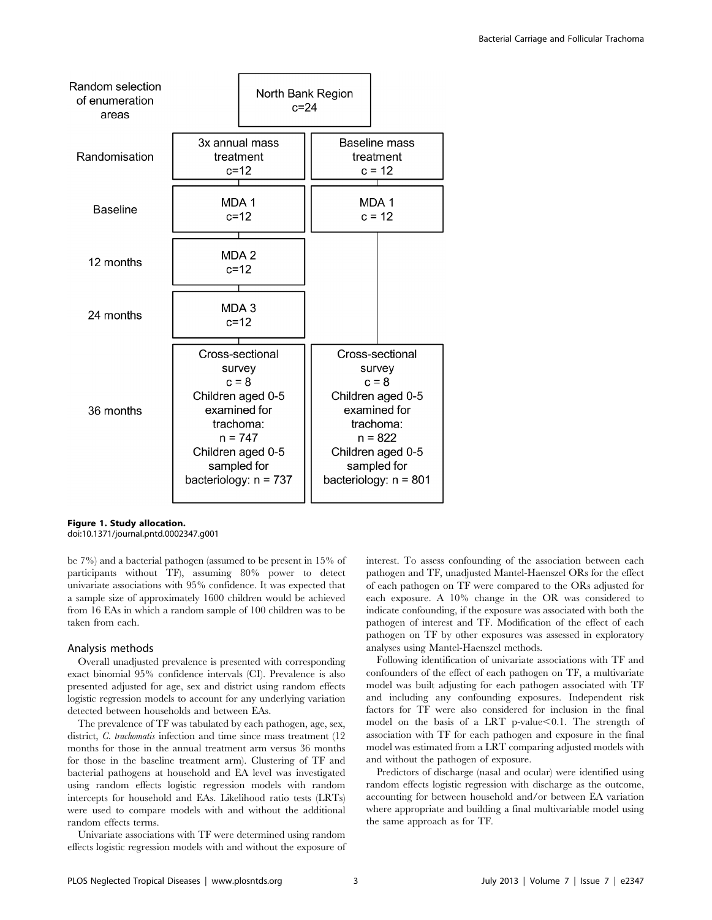| | | |
|---|---|---|
| Random selection of enumeration areas | North Bank Region c=24 | |
| Randomisation | 3x annual mass treatment c=12 | Baseline mass treatment c = 12 |
| Baseline | MDA 1 c=12 | MDA 1 c = 12 |
| 12 months | MDA 2 c=12 | |
| 24 months | MDA 3 c=12 | |
| 36 months | Cross-sectional survey c = 8 Children aged 0-5 examined for trachoma: n = 747 Children aged 0-5 sampled for bacteriology: n = 737 | Cross-sectional survey c = 8 Children aged 0-5 examined for trachoma: n = 822 Children aged 0-5 sampled for bacteriology: n = 801 |

**Figure 1. Study allocation.**
doi:10.1371/journal.pntd.0002347.g001

be 7%) and a bacterial pathogen (assumed to be present in 15% of participants without TF), assuming 80% power to detect univariate associations with 95% confidence. It was expected that a sample size of approximately 1600 children would be achieved from 16 EAs in which a random sample of 100 children was to be taken from each.

## Analysis methods

Overall unadjusted prevalence is presented with corresponding exact binomial 95% confidence intervals (CI). Prevalence is also presented adjusted for age, sex and district using random effects logistic regression models to account for any underlying variation detected between households and between EAs.

The prevalence of TF was tabulated by each pathogen, age, sex, district, *C. trachomatis* infection and time since mass treatment (12 months for those in the annual treatment arm versus 36 months for those in the baseline treatment arm). Clustering of TF and bacterial pathogens at household and EA level was investigated using random effects logistic regression models with random intercepts for household and EAs. Likelihood ratio tests (LRTs) were used to compare models with and without the additional random effects terms.

Univariate associations with TF were determined using random effects logistic regression models with and without the exposure of interest. To assess confounding of the association between each pathogen and TF, unadjusted Mantel-Haenszel ORs for the effect of each pathogen on TF were compared to the ORs adjusted for each exposure. A 10% change in the OR was considered to indicate confounding, if the exposure was associated with both the pathogen of interest and TF. Modification of the effect of each pathogen on TF by other exposures was assessed in exploratory analyses using Mantel-Haenszel methods.

Following identification of univariate associations with TF and confounders of the effect of each pathogen on TF, a multivariate model was built adjusting for each pathogen associated with TF and including any confounding exposures. Independent risk factors for TF were also considered for inclusion in the final model on the basis of a LRT p-value $<0.1$. The strength of association with TF for each pathogen and exposure in the final model was estimated from a LRT comparing adjusted models with and without the pathogen of exposure.

Predictors of discharge (nasal and ocular) were identified using random effects logistic regression with discharge as the outcome, accounting for between household and/or between EA variation where appropriate and building a final multivariable model using the same approach as for TF.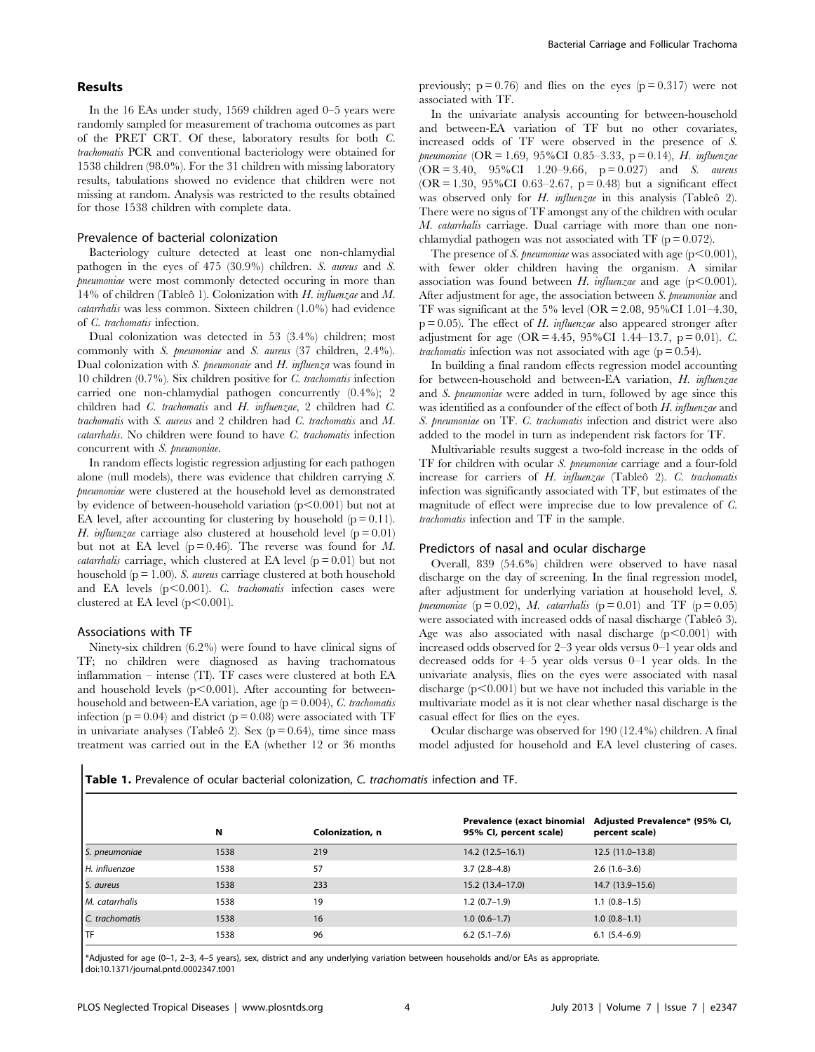## Results

In the 16 EAs under study, 1569 children aged 0–5 years were randomly sampled for measurement of trachoma outcomes as part of the PRET CRT. Of these, laboratory results for both *C. trachomatis* PCR and conventional bacteriology were obtained for 1538 children (98.0%). For the 31 children with missing laboratory results, tabulations showed no evidence that children were not missing at random. Analysis was restricted to the results obtained for those 1538 children with complete data.

### Prevalence of bacterial colonization

Bacteriology culture detected at least one non-chlamydial pathogen in the eyes of 475 (30.9%) children. *S. aureus* and *S. pneumoniae* were most commonly detected occuring in more than 14% of children (Tableô 1). Colonization with *H. influenzae* and *M. catarrhalis* was less common. Sixteen children (1.0%) had evidence of *C. trachomatis* infection.

Dual colonization was detected in 53 (3.4%) children; most commonly with *S. pneumoniae* and *S. aureus* (37 children, 2.4%). Dual colonization with *S. pneumonaie* and *H. influenza* was found in 10 children (0.7%). Six children positive for *C. trachomatis* infection carried one non-chlamydial pathogen concurrently (0.4%); 2 children had *C. trachomatis* and *H. influenzae*, 2 children had *C. trachomatis* with *S. aureus* and 2 children had *C. trachomatis* and *M. catarrhalis*. No children were found to have *C. trachomatis* infection concurrent with *S. pneumoniae*.

In random effects logistic regression adjusting for each pathogen alone (null models), there was evidence that children carrying *S. pneumoniae* were clustered at the household level as demonstrated by evidence of between-household variation ($p<0.001$) but not at EA level, after accounting for clustering by household ($p=0.11$). *H. influenzae* carriage also clustered at household level ($p=0.01$) but not at EA level ($p=0.46$). The reverse was found for *M. catarrhalis* carriage, which clustered at EA level ($p=0.01$) but not household ($p=1.00$). *S. aureus* carriage clustered at both household and EA levels ($p<0.001$). *C. trachomatis* infection cases were clustered at EA level ($p<0.001$).

### Associations with TF

Ninety-six children (6.2%) were found to have clinical signs of TF; no children were diagnosed as having trachomatous inflammation – intense (TI). TF cases were clustered at both EA and household levels ($p<0.001$). After accounting for between-household and between-EA variation, age ($p=0.004$), *C. trachomatis* infection ($p=0.04$) and district ($p=0.08$) were associated with TF in univariate analyses (Tableô 2). Sex ($p=0.64$), time since mass treatment was carried out in the EA (whether 12 or 36 months previously; $p=0.76$) and flies on the eyes ($p=0.317$) were not associated with TF.

In the univariate analysis accounting for between-household and between-EA variation of TF but no other covariates, increased odds of TF were observed in the presence of *S. pneumoniae* (OR = 1.69, 95%CI 0.85–3.33, $p=0.14$), *H. influenzae* (OR = 3.40, 95%CI 1.20–9.66, $p=0.027$) and *S. aureus* (OR = 1.30, 95%CI 0.63–2.67, $p=0.48$) but a significant effect was observed only for *H. influenzae* in this analysis (Tableô 2). There were no signs of TF amongst any of the children with ocular *M. catarrhalis* carriage. Dual carriage with more than one non-chlamydial pathogen was not associated with TF ($p=0.072$).

The presence of *S. pneumoniae* was associated with age ($p<0.001$), with fewer older children having the organism. A similar association was found between *H. influenzae* and age ($p<0.001$). After adjustment for age, the association between *S. pneumoniae* and TF was significant at the 5% level (OR = 2.08, 95%CI 1.01–4.30, $p=0.05$). The effect of *H. influenzae* also appeared stronger after adjustment for age (OR = 4.45, 95%CI 1.44–13.7, $p=0.01$). *C. trachomatis* infection was not associated with age ($p=0.54$).

In building a final random effects regression model accounting for between-household and between-EA variation, *H. influenzae* and *S. pneumoniae* were added in turn, followed by age since this was identified as a confounder of the effect of both *H. influenzae* and *S. pneumoniae* on TF. *C. trachomatis* infection and district were also added to the model in turn as independent risk factors for TF.

Multivariable results suggest a two-fold increase in the odds of TF for children with ocular *S. pneumoniae* carriage and a four-fold increase for carriers of *H. influenzae* (Tableô 2). *C. trachomatis* infection was significantly associated with TF, but estimates of the magnitude of effect were imprecise due to low prevalence of *C. trachomatis* infection and TF in the sample.

### Predictors of nasal and ocular discharge

Overall, 839 (54.6%) children were observed to have nasal discharge on the day of screening. In the final regression model, after adjustment for underlying variation at household level, *S. pneumoniae* ($p=0.02$), *M. catarrhalis* ($p=0.01$) and TF ($p=0.05$) were associated with increased odds of nasal discharge (Tableô 3). Age was also associated with nasal discharge ($p<0.001$) with increased odds observed for 2–3 year olds versus 0–1 year olds and decreased odds for 4–5 year olds versus 0–1 year olds. In the univariate analysis, flies on the eyes were associated with nasal discharge ($p<0.001$) but we have not included this variable in the multivariate model as it is not clear whether nasal discharge is the casual effect for flies on the eyes.

Ocular discharge was observed for 190 (12.4%) children. A final model adjusted for household and EA level clustering of cases.

**Table 1.** Prevalence of ocular bacterial colonization, *C. trachomatis* infection and TF.

| | N | Colonization, n | Prevalence (exact binomial 95% CI, percent scale) | Adjusted Prevalence* (95% CI, percent scale) |
|---|---|---|---|---|
| *S. pneumoniae* | 1538 | 219 | 14.2 (12.5–16.1) | 12.5 (11.0–13.8) |
| *H. influenzae* | 1538 | 57 | 3.7 (2.8–4.8) | 2.6 (1.6–3.6) |
| *S. aureus* | 1538 | 233 | 15.2 (13.4–17.0) | 14.7 (13.9–15.6) |
| *M. catarrhalis* | 1538 | 19 | 1.2 (0.7–1.9) | 1.1 (0.8–1.5) |
| *C. trachomatis* | 1538 | 16 | 1.0 (0.6–1.7) | 1.0 (0.8–1.1) |
| TF | 1538 | 96 | 6.2 (5.1–7.6) | 6.1 (5.4–6.9) |

*Adjusted for age (0–1, 2–3, 4–5 years), sex, district and any underlying variation between households and/or EAs as appropriate.
doi:10.1371/journal.pntd.0002347.t001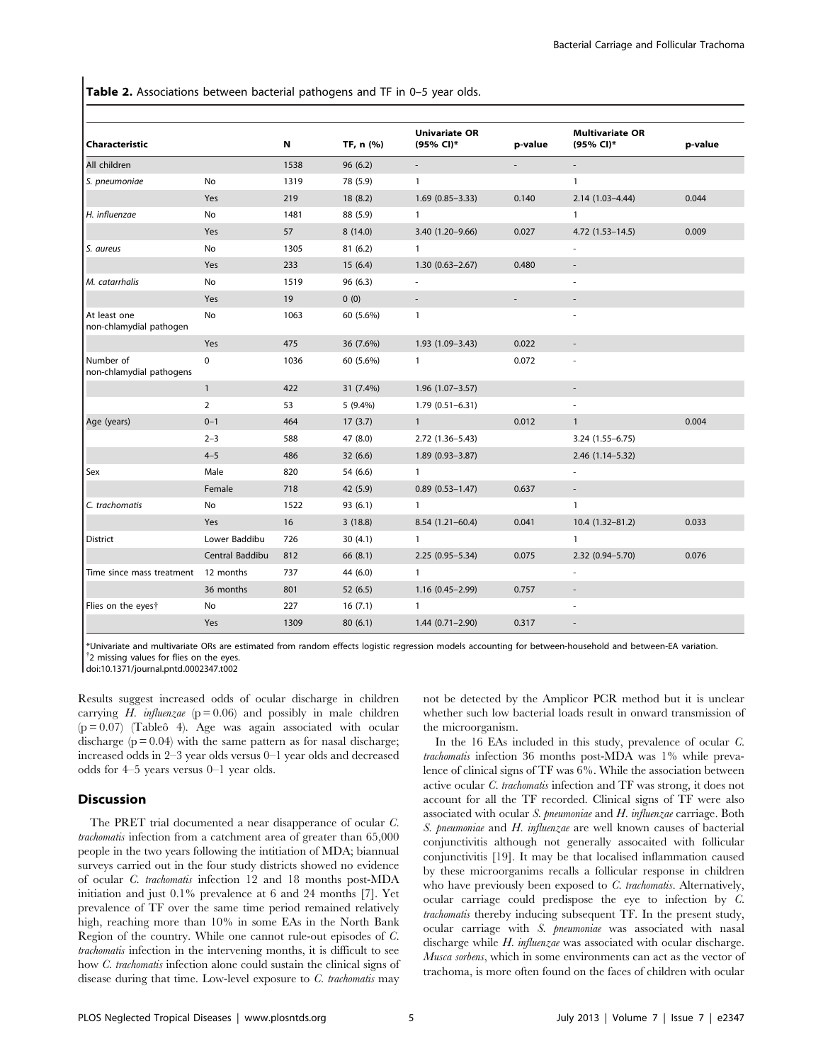**Table 2.** Associations between bacterial pathogens and TF in 0–5 year olds.

| Characteristic | | N | TF, n (%) | Univariate OR (95% CI)* | p-value | Multivariate OR (95% CI)* | p-value |
|---|---|---|---|---|---|---|---|
| All children | | 1538 | 96 (6.2) | - | - | - | |
| *S. pneumoniae* | No | 1319 | 78 (5.9) | 1 | | 1 | |
| | Yes | 219 | 18 (8.2) | 1.69 (0.85–3.33) | 0.140 | 2.14 (1.03–4.44) | 0.044 |
| *H. influenzae* | No | 1481 | 88 (5.9) | 1 | | 1 | |
| | Yes | 57 | 8 (14.0) | 3.40 (1.20–9.66) | 0.027 | 4.72 (1.53–14.5) | 0.009 |
| *S. aureus* | No | 1305 | 81 (6.2) | 1 | | - | |
| | Yes | 233 | 15 (6.4) | 1.30 (0.63–2.67) | 0.480 | - | |
| *M. catarrhalis* | No | 1519 | 96 (6.3) | - | | - | |
| | Yes | 19 | 0 (0) | - | - | - | |
| At least one non-chlamydial pathogen | No | 1063 | 60 (5.6%) | 1 | | - | |
| | Yes | 475 | 36 (7.6%) | 1.93 (1.09–3.43) | 0.022 | - | |
| Number of non-chlamydial pathogens | 0 | 1036 | 60 (5.6%) | 1 | 0.072 | - | |
| | 1 | 422 | 31 (7.4%) | 1.96 (1.07–3.57) | | - | |
| | 2 | 53 | 5 (9.4%) | 1.79 (0.51–6.31) | | - | |
| Age (years) | 0–1 | 464 | 17 (3.7) | 1 | 0.012 | 1 | 0.004 |
| | 2–3 | 588 | 47 (8.0) | 2.72 (1.36–5.43) | | 3.24 (1.55–6.75) | |
| | 4–5 | 486 | 32 (6.6) | 1.89 (0.93–3.87) | | 2.46 (1.14–5.32) | |
| Sex | Male | 820 | 54 (6.6) | 1 | | - | |
| | Female | 718 | 42 (5.9) | 0.89 (0.53–1.47) | 0.637 | - | |
| *C. trachomatis* | No | 1522 | 93 (6.1) | 1 | | 1 | |
| | Yes | 16 | 3 (18.8) | 8.54 (1.21–60.4) | 0.041 | 10.4 (1.32–81.2) | 0.033 |
| District | Lower Baddibu | 726 | 30 (4.1) | 1 | | 1 | |
| | Central Baddibu | 812 | 66 (8.1) | 2.25 (0.95–5.34) | 0.075 | 2.32 (0.94–5.70) | 0.076 |
| Time since mass treatment | 12 months | 737 | 44 (6.0) | 1 | | - | |
| | 36 months | 801 | 52 (6.5) | 1.16 (0.45–2.99) | 0.757 | - | |
| Flies on the eyes† | No | 227 | 16 (7.1) | 1 | | - | |
| | Yes | 1309 | 80 (6.1) | 1.44 (0.71–2.90) | 0.317 | - | |

*Univariate and multivariate ORs are estimated from random effects logistic regression models accounting for between-household and between-EA variation.
†2 missing values for flies on the eyes.
doi:10.1371/journal.pntd.0002347.t002

Results suggest increased odds of ocular discharge in children carrying *H. influenzae* ($p = 0.06$) and possibly in male children ($p = 0.07$) (Tableô 4). Age was again associated with ocular discharge ($p = 0.04$) with the same pattern as for nasal discharge; increased odds in 2–3 year olds versus 0–1 year olds and decreased odds for 4–5 years versus 0–1 year olds.

## Discussion

The PRET trial documented a near disapperance of ocular *C. trachomatis* infection from a catchment area of greater than 65,000 people in the two years following the intitiation of MDA; biannual surveys carried out in the four study districts showed no evidence of ocular *C. trachomatis* infection 12 and 18 months post-MDA initiation and just 0.1% prevalence at 6 and 24 months [7]. Yet prevalence of TF over the same time period remained relatively high, reaching more than 10% in some EAs in the North Bank Region of the country. While one cannot rule-out episodes of *C. trachomatis* infection in the intervening months, it is difficult to see how *C. trachomatis* infection alone could sustain the clinical signs of disease during that time. Low-level exposure to *C. trachomatis* may not be detected by the Amplicor PCR method but it is unclear whether such low bacterial loads result in onward transmission of the microorganism.

In the 16 EAs included in this study, prevalence of ocular *C. trachomatis* infection 36 months post-MDA was 1% while prevalence of clinical signs of TF was 6%. While the association between active ocular *C. trachomatis* infection and TF was strong, it does not account for all the TF recorded. Clinical signs of TF were also associated with ocular *S. pneumoniae* and *H. influenzae* carriage. Both *S. pneumoniae* and *H. influenzae* are well known causes of bacterial conjunctivitis although not generally assocaited with follicular conjunctivitis [19]. It may be that localised inflammation caused by these microorganims recalls a follicular response in children who have previously been exposed to *C. trachomatis*. Alternatively, ocular carriage could predispose the eye to infection by *C. trachomatis* thereby inducing subsequent TF. In the present study, ocular carriage with *S. pneumoniae* was associated with nasal discharge while *H. influenzae* was associated with ocular discharge. *Musca sorbens*, which in some environments can act as the vector of trachoma, is more often found on the faces of children with ocular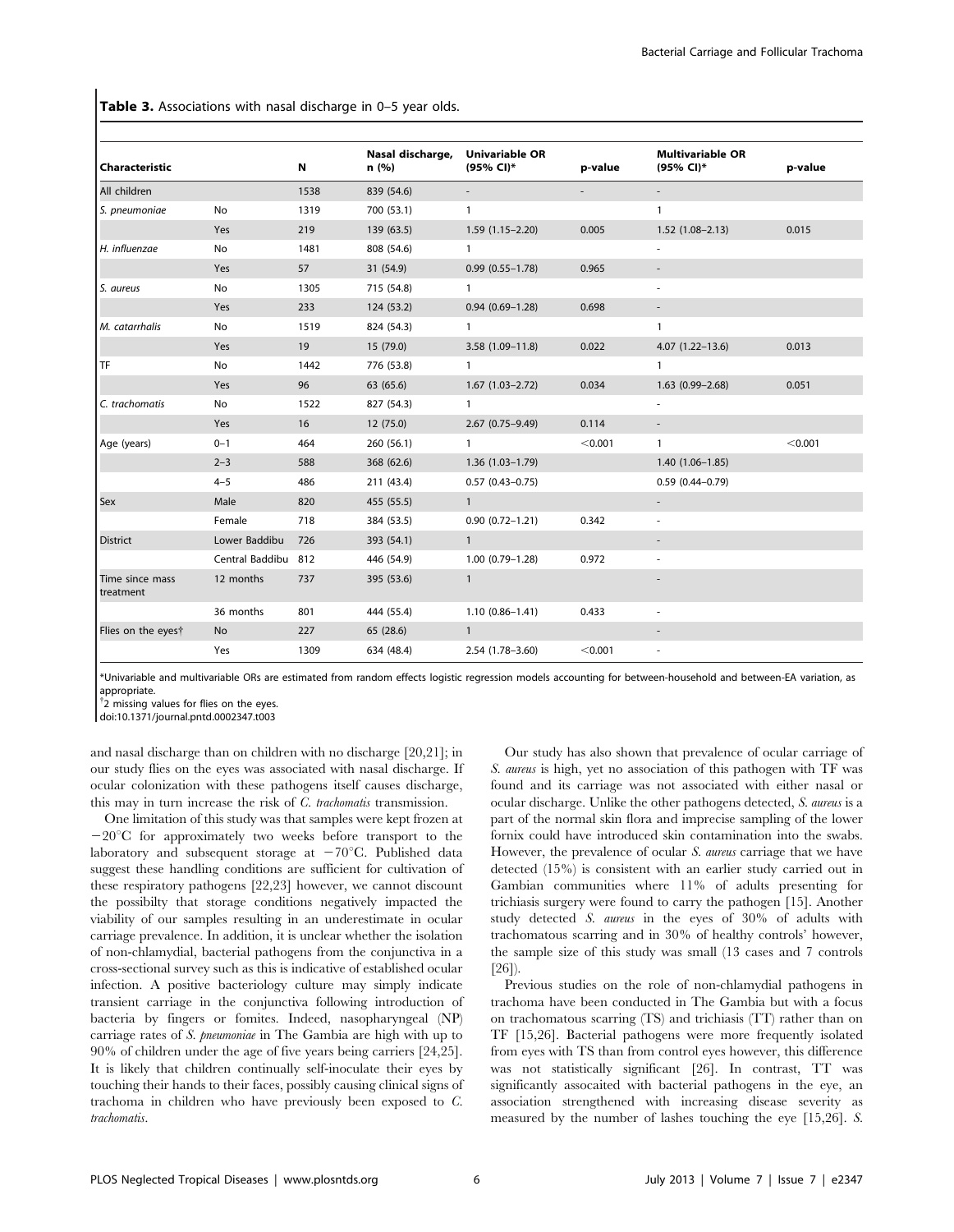**Table 3.** Associations with nasal discharge in 0–5 year olds.

| Characteristic | | N | Nasal discharge, n (%) | Univariable OR (95% CI)* | p-value | Multivariable OR (95% CI)* | p-value |
|---|---|---|---|---|---|---|---|
| All children | | 1538 | 839 (54.6) | - | - | - | |
| *S. pneumoniae* | No | 1319 | 700 (53.1) | 1 | | 1 | |
| | Yes | 219 | 139 (63.5) | 1.59 (1.15–2.20) | 0.005 | 1.52 (1.08–2.13) | 0.015 |
| *H. influenzae* | No | 1481 | 808 (54.6) | 1 | | - | |
| | Yes | 57 | 31 (54.9) | 0.99 (0.55–1.78) | 0.965 | - | |
| *S. aureus* | No | 1305 | 715 (54.8) | 1 | | - | |
| | Yes | 233 | 124 (53.2) | 0.94 (0.69–1.28) | 0.698 | - | |
| *M. catarrhalis* | No | 1519 | 824 (54.3) | 1 | | 1 | |
| | Yes | 19 | 15 (79.0) | 3.58 (1.09–11.8) | 0.022 | 4.07 (1.22–13.6) | 0.013 |
| TF | No | 1442 | 776 (53.8) | 1 | | 1 | |
| | Yes | 96 | 63 (65.6) | 1.67 (1.03–2.72) | 0.034 | 1.63 (0.99–2.68) | 0.051 |
| *C. trachomatis* | No | 1522 | 827 (54.3) | 1 | | - | |
| | Yes | 16 | 12 (75.0) | 2.67 (0.75–9.49) | 0.114 | - | |
| Age (years) | 0–1 | 464 | 260 (56.1) | 1 | <0.001 | 1 | <0.001 |
| | 2–3 | 588 | 368 (62.6) | 1.36 (1.03–1.79) | | 1.40 (1.06–1.85) | |
| | 4–5 | 486 | 211 (43.4) | 0.57 (0.43–0.75) | | 0.59 (0.44–0.79) | |
| Sex | Male | 820 | 455 (55.5) | 1 | | - | |
| | Female | 718 | 384 (53.5) | 0.90 (0.72–1.21) | 0.342 | - | |
| District | Lower Baddibu | 726 | 393 (54.1) | 1 | | - | |
| | Central Baddibu | 812 | 446 (54.9) | 1.00 (0.79–1.28) | 0.972 | - | |
| Time since mass treatment | 12 months | 737 | 395 (53.6) | 1 | | - | |
| | 36 months | 801 | 444 (55.4) | 1.10 (0.86–1.41) | 0.433 | - | |
| Flies on the eyes† | No | 227 | 65 (28.6) | 1 | | - | |
| | Yes | 1309 | 634 (48.4) | 2.54 (1.78–3.60) | <0.001 | - | |

*Univariable and multivariable ORs are estimated from random effects logistic regression models accounting for between-household and between-EA variation, as appropriate.
†2 missing values for flies on the eyes.
doi:10.1371/journal.pntd.0002347.t003

and nasal discharge than on children with no discharge [20,21]; in our study flies on the eyes was associated with nasal discharge. If ocular colonization with these pathogens itself causes discharge, this may in turn increase the risk of *C. trachomatis* transmission.

One limitation of this study was that samples were kept frozen at −20°C for approximately two weeks before transport to the laboratory and subsequent storage at −70°C. Published data suggest these handling conditions are sufficient for cultivation of these respiratory pathogens [22,23] however, we cannot discount the possibilty that storage conditions negatively impacted the viability of our samples resulting in an underestimate in ocular carriage prevalence. In addition, it is unclear whether the isolation of non-chlamydial, bacterial pathogens from the conjunctiva in a cross-sectional survey such as this is indicative of established ocular infection. A positive bacteriology culture may simply indicate transient carriage in the conjunctiva following introduction of bacteria by fingers or fomites. Indeed, nasopharyngeal (NP) carriage rates of *S. pneumoniae* in The Gambia are high with up to 90% of children under the age of five years being carriers [24,25]. It is likely that children continually self-inoculate their eyes by touching their hands to their faces, possibly causing clinical signs of trachoma in children who have previously been exposed to *C. trachomatis*.

Our study has also shown that prevalence of ocular carriage of *S. aureus* is high, yet no association of this pathogen with TF was found and its carriage was not associated with either nasal or ocular discharge. Unlike the other pathogens detected, *S. aureus* is a part of the normal skin flora and imprecise sampling of the lower fornix could have introduced skin contamination into the swabs. However, the prevalence of ocular *S. aureus* carriage that we have detected (15%) is consistent with an earlier study carried out in Gambian communities where 11% of adults presenting for trichiasis surgery were found to carry the pathogen [15]. Another study detected *S. aureus* in the eyes of 30% of adults with trachomatous scarring and in 30% of healthy controls' however, the sample size of this study was small (13 cases and 7 controls [26]).

Previous studies on the role of non-chlamydial pathogens in trachoma have been conducted in The Gambia but with a focus on trachomatous scarring (TS) and trichiasis (TT) rather than on TF [15,26]. Bacterial pathogens were more frequently isolated from eyes with TS than from control eyes however, this difference was not statistically significant [26]. In contrast, TT was significantly assocaited with bacterial pathogens in the eye, an association strengthened with increasing disease severity as measured by the number of lashes touching the eye [15,26]. *S.*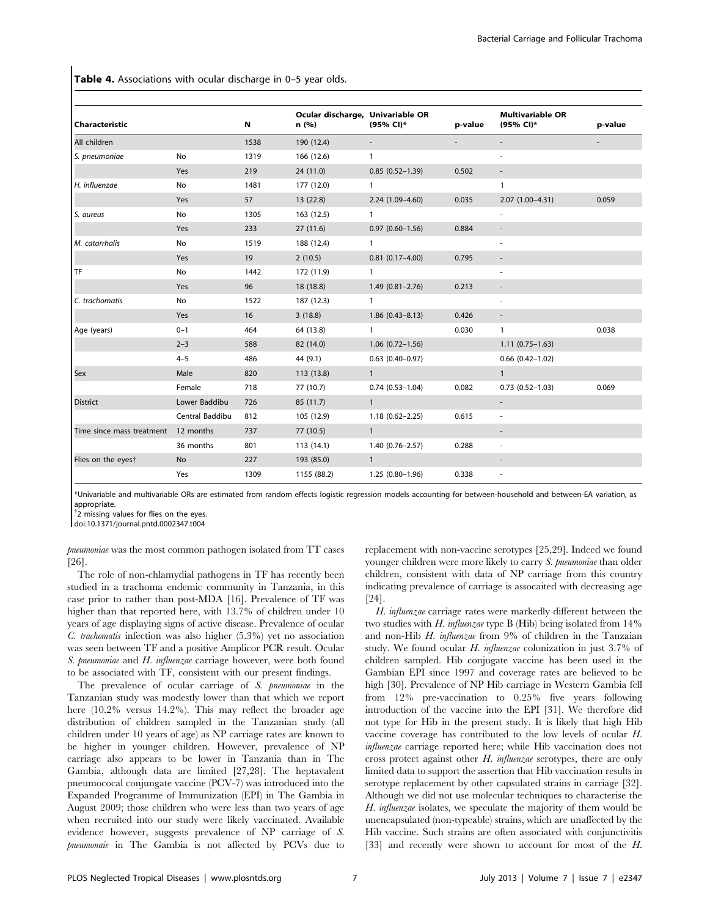**Table 4.** Associations with ocular discharge in 0–5 year olds.

| Characteristic | | N | Ocular discharge, n (%) | Univariable OR (95% CI)* | p-value | Multivariable OR (95% CI)* | p-value |
|---|---|---|---|---|---|---|---|
| All children | | 1538 | 190 (12.4) | - | - | - | - |
| *S. pneumoniae* | No | 1319 | 166 (12.6) | 1 | | - | |
| | Yes | 219 | 24 (11.0) | 0.85 (0.52–1.39) | 0.502 | - | |
| *H. influenzae* | No | 1481 | 177 (12.0) | 1 | | 1 | |
| | Yes | 57 | 13 (22.8) | 2.24 (1.09–4.60) | 0.035 | 2.07 (1.00–4.31) | 0.059 |
| *S. aureus* | No | 1305 | 163 (12.5) | 1 | | - | |
| | Yes | 233 | 27 (11.6) | 0.97 (0.60–1.56) | 0.884 | - | |
| *M. catarrhalis* | No | 1519 | 188 (12.4) | 1 | | - | |
| | Yes | 19 | 2 (10.5) | 0.81 (0.17–4.00) | 0.795 | - | |
| TF | No | 1442 | 172 (11.9) | 1 | | - | |
| | Yes | 96 | 18 (18.8) | 1.49 (0.81–2.76) | 0.213 | - | |
| *C. trachomatis* | No | 1522 | 187 (12.3) | 1 | | - | |
| | Yes | 16 | 3 (18.8) | 1.86 (0.43–8.13) | 0.426 | - | |
| Age (years) | 0–1 | 464 | 64 (13.8) | 1 | 0.030 | 1 | 0.038 |
| | 2–3 | 588 | 82 (14.0) | 1.06 (0.72–1.56) | | 1.11 (0.75–1.63) | |
| | 4–5 | 486 | 44 (9.1) | 0.63 (0.40–0.97) | | 0.66 (0.42–1.02) | |
| Sex | Male | 820 | 113 (13.8) | 1 | | 1 | |
| | Female | 718 | 77 (10.7) | 0.74 (0.53–1.04) | 0.082 | 0.73 (0.52–1.03) | 0.069 |
| District | Lower Baddibu | 726 | 85 (11.7) | 1 | | - | |
| | Central Baddibu | 812 | 105 (12.9) | 1.18 (0.62–2.25) | 0.615 | - | |
| Time since mass treatment | 12 months | 737 | 77 (10.5) | 1 | | - | |
| | 36 months | 801 | 113 (14.1) | 1.40 (0.76–2.57) | 0.288 | - | |
| Flies on the eyes† | No | 227 | 193 (85.0) | 1 | | - | |
| | Yes | 1309 | 1155 (88.2) | 1.25 (0.80–1.96) | 0.338 | - | |

*Univariable and multivariable ORs are estimated from random effects logistic regression models accounting for between-household and between-EA variation, as appropriate.
†2 missing values for flies on the eyes.
doi:10.1371/journal.pntd.0002347.t004

*pneumoniae* was the most common pathogen isolated from TT cases [26].

The role of non-chlamydial pathogens in TF has recently been studied in a trachoma endemic community in Tanzania, in this case prior to rather than post-MDA [16]. Prevalence of TF was higher than that reported here, with 13.7% of children under 10 years of age displaying signs of active disease. Prevalence of ocular *C. trachomatis* infection was also higher (5.3%) yet no association was seen between TF and a positive Amplicor PCR result. Ocular *S. pneumoniae* and *H. influenzae* carriage however, were both found to be associated with TF, consistent with our present findings.

The prevalence of ocular carriage of *S. pneumoniae* in the Tanzanian study was modestly lower than that which we report here (10.2% versus 14.2%). This may reflect the broader age distribution of children sampled in the Tanzanian study (all children under 10 years of age) as NP carriage rates are known to be higher in younger children. However, prevalence of NP carriage also appears to be lower in Tanzania than in The Gambia, although data are limited [27,28]. The heptavalent pneumococcal conjungate vaccine (PCV-7) was introduced into the Expanded Programme of Immunization (EPI) in The Gambia in August 2009; those children who were less than two years of age when recruited into our study were likely vaccinated. Available evidence however, suggests prevalence of NP carriage of *S. pneumonaie* in The Gambia is not affected by PCVs due to replacement with non-vaccine serotypes [25,29]. Indeed we found younger children were more likely to carry *S. pneumoniae* than older children, consistent with data of NP carriage from this country indicating prevalence of carriage is assocaited with decreasing age [24].

*H. influenzae* carriage rates were markedly different between the two studies with *H. influenzae* type B (Hib) being isolated from 14% and non-Hib *H. influenzae* from 9% of children in the Tanzaian study. We found ocular *H. influenzae* colonization in just 3.7% of children sampled. Hib conjugate vaccine has been used in the Gambian EPI since 1997 and coverage rates are believed to be high [30]. Prevalence of NP Hib carriage in Western Gambia fell from 12% pre-vaccination to 0.25% five years following introduction of the vaccine into the EPI [31]. We therefore did not type for Hib in the present study. It is likely that high Hib vaccine coverage has contributed to the low levels of ocular *H. influenzae* carriage reported here; while Hib vaccination does not cross protect against other *H. influenzae* serotypes, there are only limited data to support the assertion that Hib vaccination results in serotype replacement by other capsulated strains in carriage [32]. Although we did not use molecular techniques to characterise the *H. influenzae* isolates, we speculate the majority of them would be unencapsulated (non-typeable) strains, which are unaffected by the Hib vaccine. Such strains are often associated with conjunctivitis [33] and recently were shown to account for most of the *H.*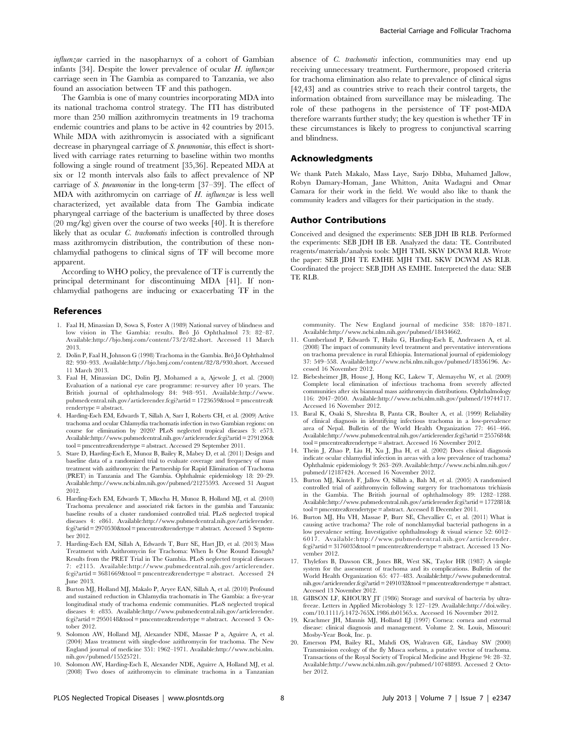*influenzae* carried in the nasopharynx of a cohort of Gambian infants [34]. Despite the lower prevalence of ocular *H. influenzae* carriage seen in The Gambia as compared to Tanzania, we also found an association between TF and this pathogen.

The Gambia is one of many countries incorporating MDA into its national trachoma control strategy. The ITI has distributed more than 250 million azithromycin treatments in 19 trachoma endemic countries and plans to be active in 42 countries by 2015. While MDA with azithromycin is associated with a significant decrease in pharyngeal carriage of *S. pneumoniae*, this effect is short-lived with carriage rates returning to baseline within two months following a single round of treatment [35,36]. Repeated MDA at six or 12 month intervals also fails to affect prevalence of NP carriage of *S. pneumoniae* in the long-term [37–39]. The effect of MDA with azithromycin on carriage of *H. influenzae* is less well characterized, yet available data from The Gambia indicate pharyngeal carriage of the bacterium is unaffected by three doses (20 mg/kg) given over the course of two weeks [40]. It is therefore likely that as ocular *C. trachomatis* infection is controlled through mass azithromycin distribution, the contribution of these non-chlamydial pathogens to clinical signs of TF will become more apparent.

According to WHO policy, the prevalence of TF is currently the principal determinant for discontinuing MDA [41]. If non-chlamydial pathogens are inducing or exacerbating TF in the absence of *C. trachomatis* infection, communities may end up receiving unnecessary treatment. Furthermore, proposed criteria for trachoma elimination also relate to prevalence of clinical signs [42,43] and as countries strive to reach their control targets, the information obtained from surveillance may be misleading. The role of these pathogens in the persistence of TF post-MDA therefore warrants further study; the key question is whether TF in these circumstances is likely to progress to conjunctival scarring and blindness.

## Acknowledgments

We thank Pateh Makalo, Mass Laye, Sarjo Dibba, Muhamed Jallow, Robyn Damary-Homan, Jane Whitton, Anita Wadagni and Omar Camara for their work in the field. We would also like to thank the community leaders and villagers for their participation in the study.

## Author Contributions

Conceived and designed the experiments: SEB JDH IB RLB. Performed the experiments: SEB JDH IB EB. Analyzed the data: TE. Contributed reagents/materials/analysis tools: MJH TML SKW DCWM RLB. Wrote the paper: SEB JDH TE EMHE MJH TML SKW DCWM AS RLB. Coordinated the project: SEB JDH AS EMHE. Interpreted the data: SEB TE RLB.

## References

1. Faal H, Minassian D, Sowa S, Foster A (1989) National survey of blindness and low vision in The Gambia: results. Brô Jô Ophthalmol 73: 82–87. Available:http://bjo.bmj.com/content/73/2/82.short. Accessed 11 March 2013.
2. Dolin P, Faal H, Johnson G (1998) Trachoma in the Gambia. Brô Jô Ophthalmol 82: 930–933. Available:http://bjo.bmj.com/content/82/8/930.short. Accessed 11 March 2013.
3. Faal H, Minassian DC, Dolin PJ, Mohamed a a, Ajewole J, et al. (2000) Evaluation of a national eye care programme: re-survey after 10 years. The British journal of ophthalmology 84: 948–951. Available:http://www.pubmedcentral.nih.gov/articlerender.fcgi?artid=1723659&tool=pmcentrez&rendertype=abstract.
4. Harding-Esch EM, Edwards T, Sillah A, Sarr I, Roberts CH, et al. (2009) Active trachoma and ocular Chlamydia trachomatis infection in two Gambian regions: on course for elimination by 2020? PLoS neglected tropical diseases 3: e573. Available:http://www.pubmedcentral.nih.gov/articlerender.fcgi?artid=2791206&tool=pmcentrez&rendertype=abstract. Accessed 29 September 2011.
5. Stare D, Harding-Esch E, Munoz B, Bailey R, Mabey D, et al. (2011) Design and baseline data of a randomized trial to evaluate coverage and frequency of mass treatment with azithromycin: the Partnership for Rapid Elimination of Trachoma (PRET) in Tanzania and The Gambia. Ophthalmic epidemiology 18: 20–29. Available:http://www.ncbi.nlm.nih.gov/pubmed/21275593. Accessed 31 August 2012.
6. Harding-Esch EM, Edwards T, Mkocha H, Munoz B, Holland MJ, et al. (2010) Trachoma prevalence and associated risk factors in the gambia and Tanzania: baseline results of a cluster randomised controlled trial. PLoS neglected tropical diseases 4: e861. Available:http://www.pubmedcentral.nih.gov/articlerender.fcgi?artid=2970530&tool=pmcentrez&rendertype=abstract. Accessed 5 September 2012.
7. Harding-Esch EM, Sillah A, Edwards T, Burr SE, Hart JD, et al. (2013) Mass Treatment with Azithromycin for Trachoma: When Is One Round Enough? Results from the PRET Trial in The Gambia. PLoS neglected tropical diseases 7: e2115. Available:http://www.pubmedcentral.nih.gov/articlerender.fcgi?artid=3681669&tool=pmcentrez&rendertype=abstract. Accessed 24 June 2013.
8. Burton MJ, Holland MJ, Makalo P, Aryee EAN, Sillah A, et al. (2010) Profound and sustained reduction in Chlamydia trachomatis in The Gambia: a five-year longitudinal study of trachoma endemic communities. PLoS neglected tropical diseases 4: e835. Available:http://www.pubmedcentral.nih.gov/articlerender.fcgi?artid=2950148&tool=pmcentrez&rendertype=abstract. Accessed 3 October 2012.
9. Solomon AW, Holland MJ, Alexander NDE, Massae P a, Aguirre A, et al. (2004) Mass treatment with single-dose azithromycin for trachoma. The New England journal of medicine 351: 1962–1971. Available:http://www.ncbi.nlm.nih.gov/pubmed/15525721.
10. Solomon AW, Harding-Esch E, Alexander NDE, Aguirre A, Holland MJ, et al. (2008) Two doses of azithromycin to eliminate trachoma in a Tanzanian community. The New England journal of medicine 358: 1870–1871. Available:http://www.ncbi.nlm.nih.gov/pubmed/18434662.
11. Cumberland P, Edwards T, Hailu G, Harding-Esch E, Andreasen A, et al. (2008) The impact of community level treatment and preventative interventions on trachoma prevalence in rural Ethiopia. International journal of epidemiology 37: 549–558. Available:http://www.ncbi.nlm.nih.gov/pubmed/18356196. Accessed 16 November 2012.
12. Biebesheimer JB, House J, Hong KC, Lakew T, Alemayehu W, et al. (2009) Complete local elimination of infectious trachoma from severely affected communities after six biannual mass azithromycin distributions. Ophthalmology 116: 2047–2050. Available:http://www.ncbi.nlm.nih.gov/pubmed/19744717. Accessed 16 November 2012.
13. Baral K, Osaki S, Shreshta B, Panta CR, Boulter A, et al. (1999) Reliability of clinical diagnosis in identifying infectious trachoma in a low-prevalence area of Nepal. Bulletin of the World Health Organization 77: 461–466. Available:http://www.pubmedcentral.nih.gov/articlerender.fcgi?artid=2557684&tool=pmcentrez&rendertype=abstract. Accessed 16 November 2012.
14. Thein J, Zhao P, Liu H, Xu J, Jha H, et al. (2002) Does clinical diagnosis indicate ocular chlamydial infection in areas with a low prevalence of trachoma? Ophthalmic epidemiology 9: 263–269. Available:http://www.ncbi.nlm.nih.gov/pubmed/12187424. Accessed 16 November 2012.
15. Burton MJ, Kinteh F, Jallow O, Sillah a, Bah M, et al. (2005) A randomised controlled trial of azithromycin following surgery for trachomatous trichiasis in the Gambia. The British journal of ophthalmology 89: 1282–1288. Available:http://www.pubmedcentral.nih.gov/articlerender.fcgi?artid=1772881&tool=pmcentrez&rendertype=abstract. Accessed 8 December 2011.
16. Burton MJ, Hu VH, Massae P, Burr SE, Chevallier C, et al. (2011) What is causing active trachoma? The role of nonchlamydial bacterial pathogens in a low prevalence setting. Investigative ophthalmology & visual science 52: 6012–6017. Available:http://www.pubmedcentral.nih.gov/articlerender.fcgi?artid=3176035&tool=pmcentrez&rendertype=abstract. Accessed 13 November 2012.
17. Thylefors B, Dawson CR, Jones BR, West SK, Taylor HR (1987) A simple system for the assessment of trachoma and its complications. Bulletin of the World Health Organization 65: 477–483. Available:http://www.pubmedcentral.nih.gov/articlerender.fcgi?artid=2491032&tool=pmcentrez&rendertype=abstract. Accessed 13 November 2012.
18. GIBSON LF, KHOURY JT (1986) Storage and survival of bacteria by ultra-freeze. Letters in Applied Microbiology 3: 127–129. Available:http://doi.wiley.com/10.1111/j.1472-765X.1986.tb01565.x. Accessed 16 November 2012.
19. Krachmer JH, Mannis MJ, Holland EJ (1997) Cornea: cornea and external disease: clinical diagnosis and management. Volume 2. St. Louis, Missouri: Mosby-Year Book, Inc. p.
20. Emerson PM, Bailey RL, Mahdi OS, Walraven GE, Lindsay SW (2000) Transmission ecology of the fly Musca sorbens, a putative vector of trachoma. Transactions of the Royal Society of Tropical Medicine and Hygiene 94: 28–32. Available:http://www.ncbi.nlm.nih.gov/pubmed/10748893. Accessed 2 October 2012.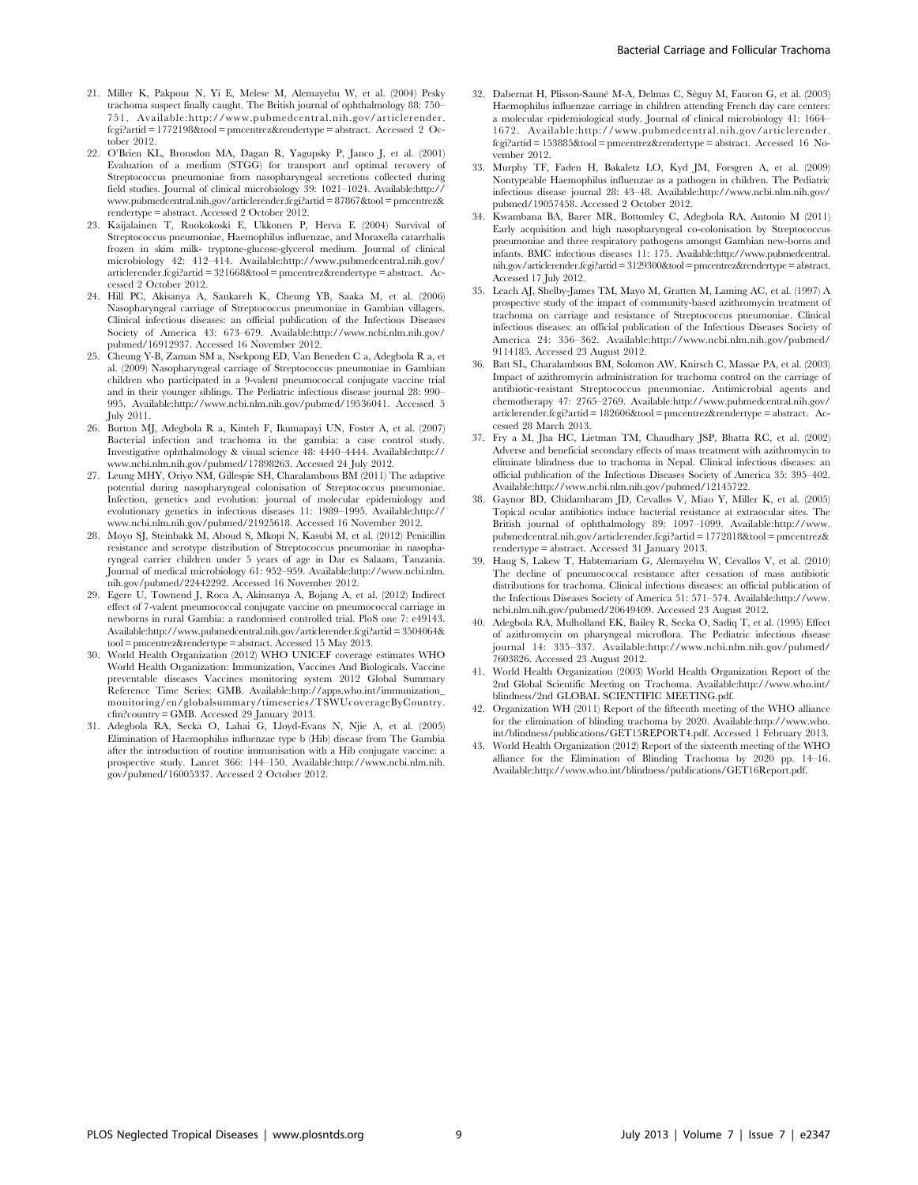21. Miller K, Pakpour N, Yi E, Melese M, Alemayehu W, et al. (2004) Pesky trachoma suspect finally caught. The British journal of ophthalmology 88: 750–751. Available:http://www.pubmedcentral.nih.gov/articlerender.fcgi?artid=1772198&tool=pmcentrez&rendertype=abstract. Accessed 2 October 2012.
22. O'Brien KL, Bronsdon MA, Dagan R, Yagupsky P, Janco J, et al. (2001) Evaluation of a medium (STGG) for transport and optimal recovery of Streptococcus pneumoniae from nasopharyngeal secretions collected during field studies. Journal of clinical microbiology 39: 1021–1024. Available:http://www.pubmedcentral.nih.gov/articlerender.fcgi?artid=87867&tool=pmcentrez&rendertype=abstract. Accessed 2 October 2012.
23. Kaijalainen T, Ruokokoski E, Ukkonen P, Herva E (2004) Survival of Streptococcus pneumoniae, Haemophilus influenzae, and Moraxella catarrhalis frozen in skim milk- tryptone-glucose-glycerol medium. Journal of clinical microbiology 42: 412–414. Available:http://www.pubmedcentral.nih.gov/articlerender.fcgi?artid=321668&tool=pmcentrez&rendertype=abstract. Accessed 2 October 2012.
24. Hill PC, Akisanya A, Sankareh K, Cheung YB, Saaka M, et al. (2006) Nasopharyngeal carriage of Streptococcus pneumoniae in Gambian villagers. Clinical infectious diseases: an official publication of the Infectious Diseases Society of America 43: 673–679. Available:http://www.ncbi.nlm.nih.gov/pubmed/16912937. Accessed 16 November 2012.
25. Cheung Y-B, Zaman SM a, Nsekpong ED, Van Beneden C a, Adegbola R a, et al. (2009) Nasopharyngeal carriage of Streptococcus pneumoniae in Gambian children who participated in a 9-valent pneumococcal conjugate vaccine trial and in their younger siblings. The Pediatric infectious disease journal 28: 990–995. Available:http://www.ncbi.nlm.nih.gov/pubmed/19536041. Accessed 5 July 2011.
26. Burton MJ, Adegbola R a, Kinteh F, Ikumapayi UN, Foster A, et al. (2007) Bacterial infection and trachoma in the gambia: a case control study. Investigative ophthalmology & visual science 48: 4440–4444. Available:http://www.ncbi.nlm.nih.gov/pubmed/17898263. Accessed 24 July 2012.
27. Leung MHY, Oriyo NM, Gillespie SH, Charalambous BM (2011) The adaptive potential during nasopharyngeal colonisation of Streptococcus pneumoniae. Infection, genetics and evolution: journal of molecular epidemiology and evolutionary genetics in infectious diseases 11: 1989–1995. Available:http://www.ncbi.nlm.nih.gov/pubmed/21925618. Accessed 16 November 2012.
28. Moyo SJ, Steinbakk M, Aboud S, Mkopi N, Kasubi M, et al. (2012) Penicillin resistance and serotype distribution of Streptococcus pneumoniae in nasopharyngeal carrier children under 5 years of age in Dar es Salaam, Tanzania. Journal of medical microbiology 61: 952–959. Available:http://www.ncbi.nlm.nih.gov/pubmed/22442292. Accessed 16 November 2012.
29. Egere U, Townend J, Roca A, Akinsanya A, Bojang A, et al. (2012) Indirect effect of 7-valent pneumococcal conjugate vaccine on pneumococcal carriage in newborns in rural Gambia: a randomised controlled trial. PloS one 7: e49143. Available:http://www.pubmedcentral.nih.gov/articlerender.fcgi?artid=3504064&tool=pmcentrez&rendertype=abstract. Accessed 15 May 2013.
30. World Health Organization (2012) WHO UNICEF coverage estimates WHO World Health Organization: Immunization, Vaccines And Biologicals. Vaccine preventable diseases Vaccines monitoring system 2012 Global Summary Reference Time Series: GMB. Available:http://apps.who.int/immunization_monitoring/en/globalsummary/timeseries/TSWUcoverageByCountry.cfm?country=GMB. Accessed 29 January 2013.
31. Adegbola RA, Secka O, Lahai G, Lloyd-Evans N, Njie A, et al. (2005) Elimination of Haemophilus influenzae type b (Hib) disease from The Gambia after the introduction of routine immunisation with a Hib conjugate vaccine: a prospective study. Lancet 366: 144–150. Available:http://www.ncbi.nlm.nih.gov/pubmed/16005337. Accessed 2 October 2012.
32. Dabernat H, Plisson-Sauné M-A, Delmas C, Séguy M, Faucon G, et al. (2003) Haemophilus influenzae carriage in children attending French day care centers: a molecular epidemiological study. Journal of clinical microbiology 41: 1664–1672. Available:http://www.pubmedcentral.nih.gov/articlerender.fcgi?artid=153885&tool=pmcentrez&rendertype=abstract. Accessed 16 November 2012.
33. Murphy TF, Faden H, Bakaletz LO, Kyd JM, Forsgren A, et al. (2009) Nontypeable Haemophilus influenzae as a pathogen in children. The Pediatric infectious disease journal 28: 43–48. Available:http://www.ncbi.nlm.nih.gov/pubmed/19057458. Accessed 2 October 2012.
34. Kwambana BA, Barer MR, Bottomley C, Adegbola RA, Antonio M (2011) Early acquisition and high nasopharyngeal co-colonisation by Streptococcus pneumoniae and three respiratory pathogens amongst Gambian new-borns and infants. BMC infectious diseases 11: 175. Available:http://www.pubmedcentral.nih.gov/articlerender.fcgi?artid=3129300&tool=pmcentrez&rendertype=abstract. Accessed 17 July 2012.
35. Leach AJ, Shelby-James TM, Mayo M, Gratten M, Laming AC, et al. (1997) A prospective study of the impact of community-based azithromycin treatment of trachoma on carriage and resistance of Streptococcus pneumoniae. Clinical infectious diseases: an official publication of the Infectious Diseases Society of America 24: 356–362. Available:http://www.ncbi.nlm.nih.gov/pubmed/9114185. Accessed 23 August 2012.
36. Batt SL, Charalambous BM, Solomon AW, Knirsch C, Massae PA, et al. (2003) Impact of azithromycin administration for trachoma control on the carriage of antibiotic-resistant Streptococcus pneumoniae. Antimicrobial agents and chemotherapy 47: 2765–2769. Available:http://www.pubmedcentral.nih.gov/articlerender.fcgi?artid=182606&tool=pmcentrez&rendertype=abstract. Accessed 28 March 2013.
37. Fry a M, Jha HC, Lietman TM, Chaudhary JSP, Bhatta RC, et al. (2002) Adverse and beneficial secondary effects of mass treatment with azithromycin to eliminate blindness due to trachoma in Nepal. Clinical infectious diseases: an official publication of the Infectious Diseases Society of America 35: 395–402. Available:http://www.ncbi.nlm.nih.gov/pubmed/12145722.
38. Gaynor BD, Chidambaram JD, Cevallos V, Miao Y, Miller K, et al. (2005) Topical ocular antibiotics induce bacterial resistance at extraocular sites. The British journal of ophthalmology 89: 1097–1099. Available:http://www.pubmedcentral.nih.gov/articlerender.fcgi?artid=1772818&tool=pmcentrez&rendertype=abstract. Accessed 31 January 2013.
39. Haug S, Lakew T, Habtemariam G, Alemayehu W, Cevallos V, et al. (2010) The decline of pneumococcal resistance after cessation of mass antibiotic distributions for trachoma. Clinical infectious diseases: an official publication of the Infectious Diseases Society of America 51: 571–574. Available:http://www.ncbi.nlm.nih.gov/pubmed/20649409. Accessed 23 August 2012.
40. Adegbola RA, Mulholland EK, Bailey R, Secka O, Sadiq T, et al. (1995) Effect of azithromycin on pharyngeal microflora. The Pediatric infectious disease journal 14: 335–337. Available:http://www.ncbi.nlm.nih.gov/pubmed/7603826. Accessed 23 August 2012.
41. World Health Organization (2003) World Health Organization Report of the 2nd Global Scientific Meeting on Trachoma. Available:http://www.who.int/blindness/2nd GLOBAL SCIENTIFIC MEETING.pdf.
42. Organization WH (2011) Report of the fifteenth meeting of the WHO alliance for the elimination of blinding trachoma by 2020. Available:http://www.who.int/blindness/publications/GET15REPORT4.pdf. Accessed 1 February 2013.
43. World Health Organization (2012) Report of the sixteenth meeting of the WHO alliance for the Elimination of Blinding Trachoma by 2020 pp. 14–16. Available:http://www.who.int/blindness/publications/GET16Report.pdf.